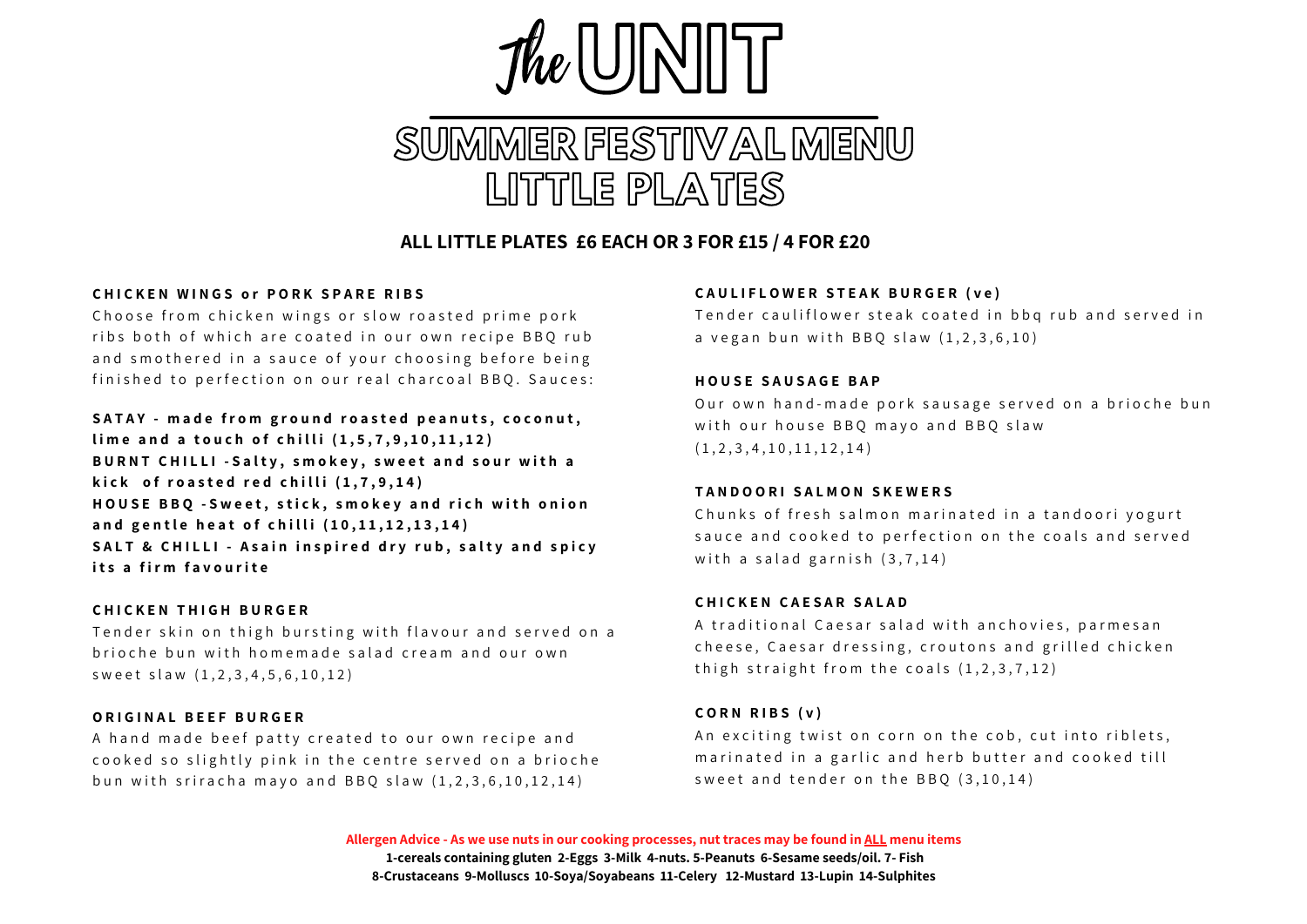# The UNIT

## SUMMER FESTIVAL MENU

## LITTLE PLATES

**ALL LITTLE PLATES £6 EACH OR 3 FOR £15 / 4 FOR £20**

**CHICKEN WINGS or PORK SPARE RIBS**

Choose from chicken wings or slow roasted prime pork ribs both of which are coated in our own recipe BBQ rub and smothered in a sauce of your choosing before being finished to perfection on our real charcoal BBQ. Sauces:

**SATAY - made from ground roasted peanuts, coconut, lime and a touch of chilli (1,5,7,9,10,11,12)**
**BURNT CHILLI -Salty, smokey, sweet and sour with a kick of roasted red chilli (1,7,9,14)**
**HOUSE BBQ -Sweet, stick, smokey and rich with onion and gentle heat of chilli (10,11,12,13,14)**
**SALT & CHILLI - Asain inspired dry rub, salty and spicy its a firm favourite**

**CHICKEN THIGH BURGER**

Tender skin on thigh bursting with flavour and served on a brioche bun with homemade salad cream and our own sweet slaw (1,2,3,4,5,6,10,12)

**ORIGINAL BEEF BURGER**

A hand made beef patty created to our own recipe and cooked so slightly pink in the centre served on a brioche bun with sriracha mayo and BBQ slaw (1,2,3,6,10,12,14)

**CAULIFLOWER STEAK BURGER (ve)**

Tender cauliflower steak coated in bbq rub and served in a vegan bun with BBQ slaw (1,2,3,6,10)

**HOUSE SAUSAGE BAP**

Our own hand-made pork sausage served on a brioche bun with our house BBQ mayo and BBQ slaw (1,2,3,4,10,11,12,14)

**TANDOORI SALMON SKEWERS**

Chunks of fresh salmon marinated in a tandoori yogurt sauce and cooked to perfection on the coals and served with a salad garnish (3,7,14)

**CHICKEN CAESAR SALAD**

A traditional Caesar salad with anchovies, parmesan cheese, Caesar dressing, croutons and grilled chicken thigh straight from the coals (1,2,3,7,12)

**CORN RIBS (v)**

An exciting twist on corn on the cob, cut into riblets, marinated in a garlic and herb butter and cooked till sweet and tender on the BBQ (3,10,14)

**Allergen Advice - As we use nuts in our cooking processes, nut traces may be found in ALL menu items**
**1-cereals containing gluten 2-Eggs 3-Milk 4-nuts. 5-Peanuts 6-Sesame seeds/oil. 7- Fish 8-Crustaceans 9-Molluscs 10-Soya/Soyabeans 11-Celery 12-Mustard 13-Lupin 14-Sulphites**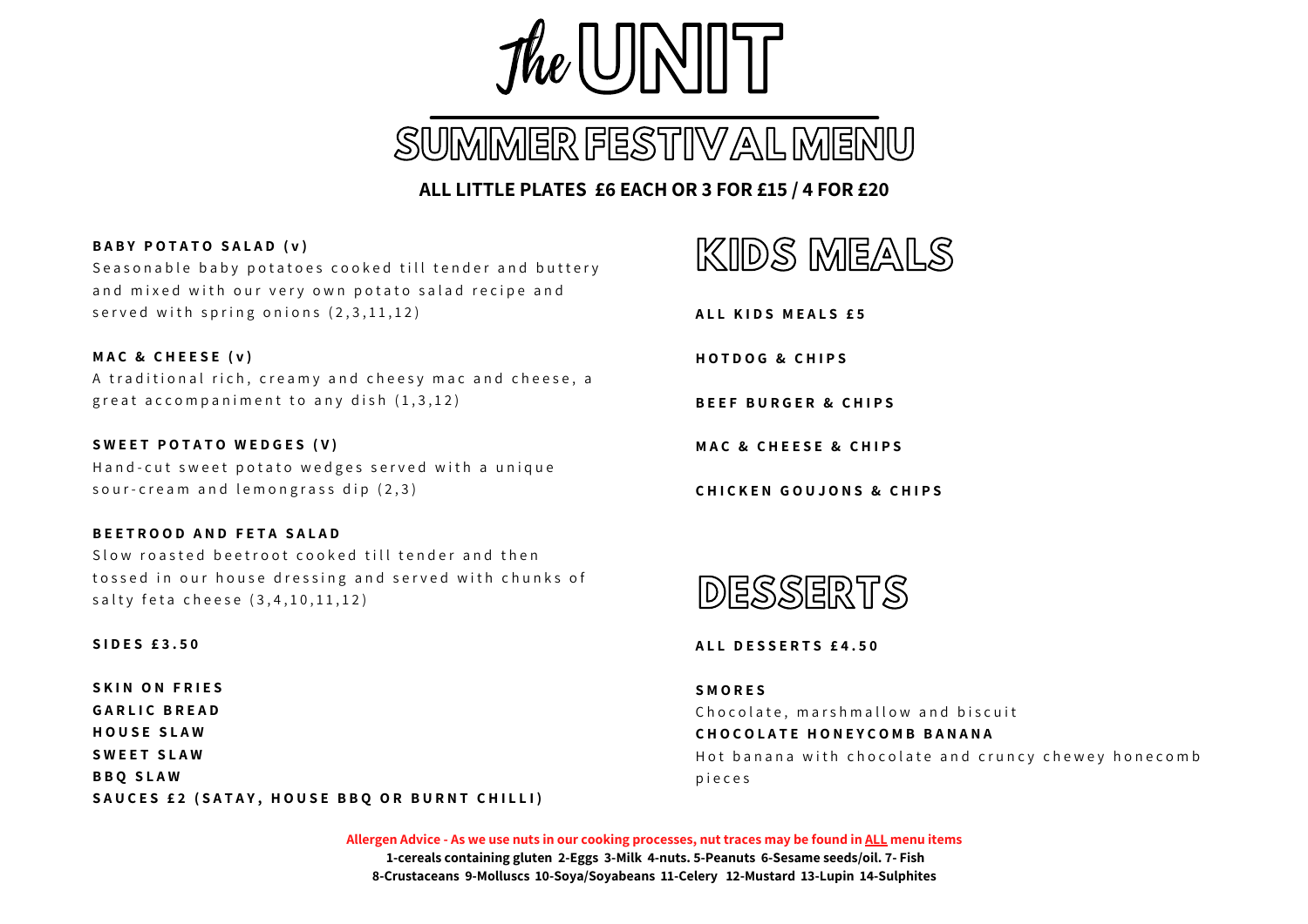# The UNIT

## SUMMER FESTIVAL MENU

**ALL LITTLE PLATES £6 EACH OR 3 FOR £15 / 4 FOR £20**

**BABY POTATO SALAD (v)**
Seasonable baby potatoes cooked till tender and buttery and mixed with our very own potato salad recipe and served with spring onions (2,3,11,12)

**MAC & CHEESE (v)**
A traditional rich, creamy and cheesy mac and cheese, a great accompaniment to any dish (1,3,12)

**SWEET POTATO WEDGES (V)**
Hand-cut sweet potato wedges served with a unique sour-cream and lemongrass dip (2,3)

**BEETROOD AND FETA SALAD**
Slow roasted beetroot cooked till tender and then tossed in our house dressing and served with chunks of salty feta cheese (3,4,10,11,12)

**SIDES £3.50**

**SKIN ON FRIES**
**GARLIC BREAD**
**HOUSE SLAW**
**SWEET SLAW**
**BBQ SLAW**
**SAUCES £2 (SATAY, HOUSE BBQ OR BURNT CHILLI)**

## KIDS MEALS

**ALL KIDS MEALS £5**

**HOTDOG & CHIPS**

**BEEF BURGER & CHIPS**

**MAC & CHEESE & CHIPS**

**CHICKEN GOUJONS & CHIPS**

## DESSERTS

**ALL DESSERTS £4.50**

**SMORES**
Chocolate, marshmallow and biscuit

**CHOCOLATE HONEYCOMB BANANA**
Hot banana with chocolate and cruncy chewey honecomb pieces

**Allergen Advice - As we use nuts in our cooking processes, nut traces may be found in ALL menu items**
**1-cereals containing gluten 2-Eggs 3-Milk 4-nuts. 5-Peanuts 6-Sesame seeds/oil. 7- Fish 8-Crustaceans 9-Molluscs 10-Soya/Soyabeans 11-Celery 12-Mustard 13-Lupin 14-Sulphites**